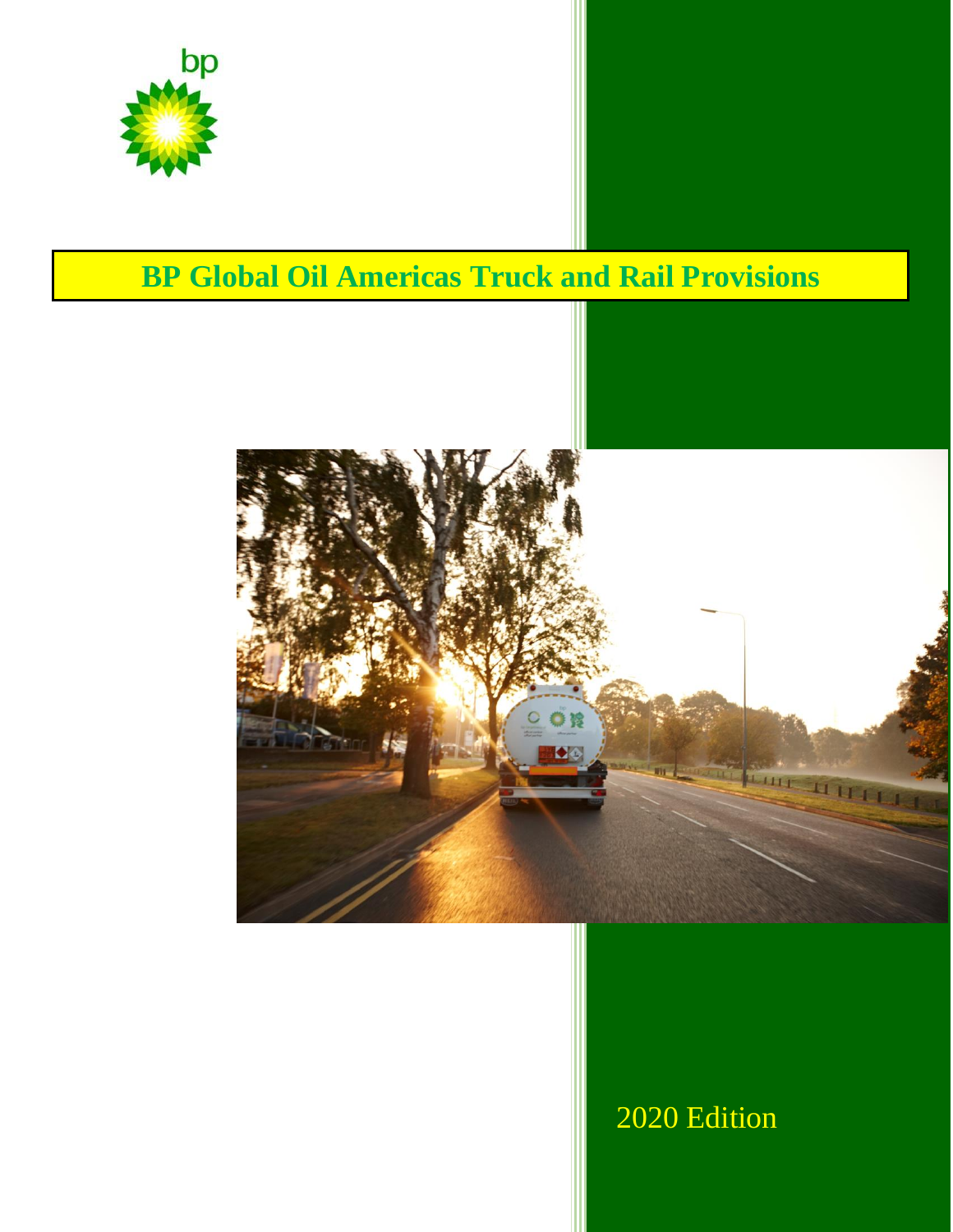bp

# BP Global Oil Americas Truck and Rail Provisions

2020 Edition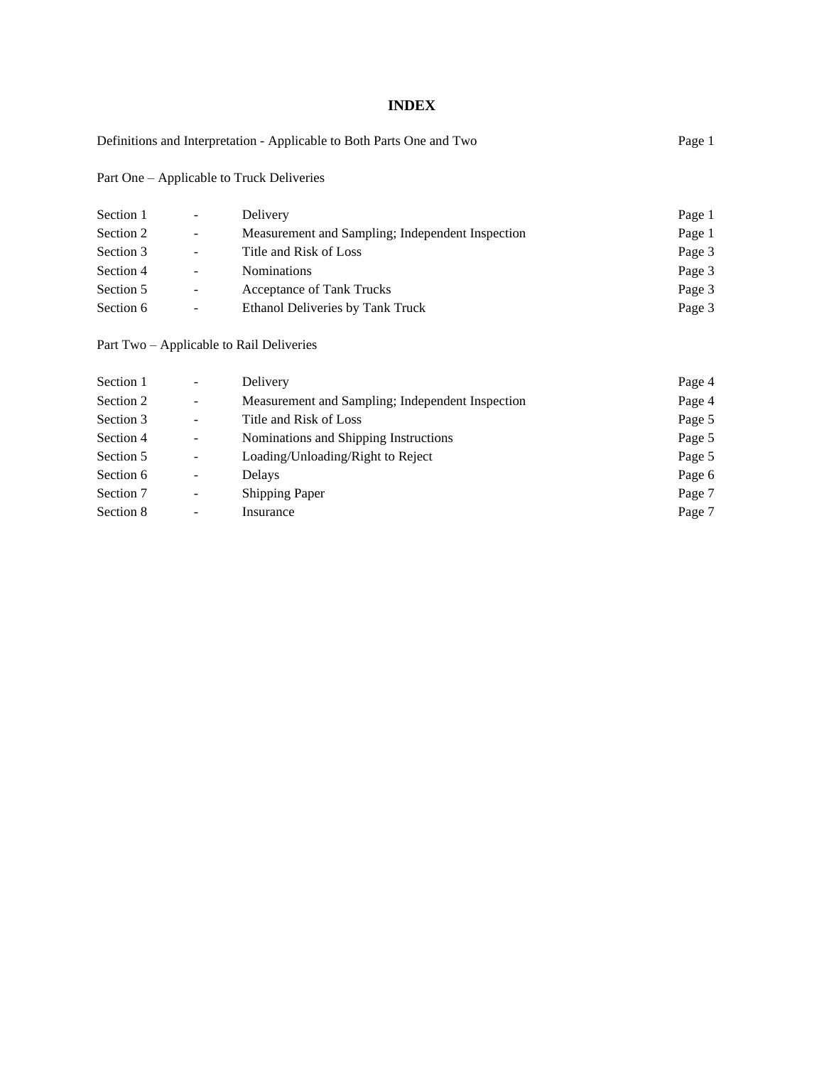# INDEX

| | | | |
|---|---|---|---|
| Definitions and Interpretation - Applicable to Both Parts One and Two | | | Page 1 |

Part One – Applicable to Truck Deliveries

| | | | |
|---|---|---|---|
| Section 1 | - | Delivery | Page 1 |
| Section 2 | - | Measurement and Sampling; Independent Inspection | Page 1 |
| Section 3 | - | Title and Risk of Loss | Page 3 |
| Section 4 | - | Nominations | Page 3 |
| Section 5 | - | Acceptance of Tank Trucks | Page 3 |
| Section 6 | - | Ethanol Deliveries by Tank Truck | Page 3 |

Part Two – Applicable to Rail Deliveries

| | | | |
|---|---|---|---|
| Section 1 | - | Delivery | Page 4 |
| Section 2 | - | Measurement and Sampling; Independent Inspection | Page 4 |
| Section 3 | - | Title and Risk of Loss | Page 5 |
| Section 4 | - | Nominations and Shipping Instructions | Page 5 |
| Section 5 | - | Loading/Unloading/Right to Reject | Page 5 |
| Section 6 | - | Delays | Page 6 |
| Section 7 | - | Shipping Paper | Page 7 |
| Section 8 | - | Insurance | Page 7 |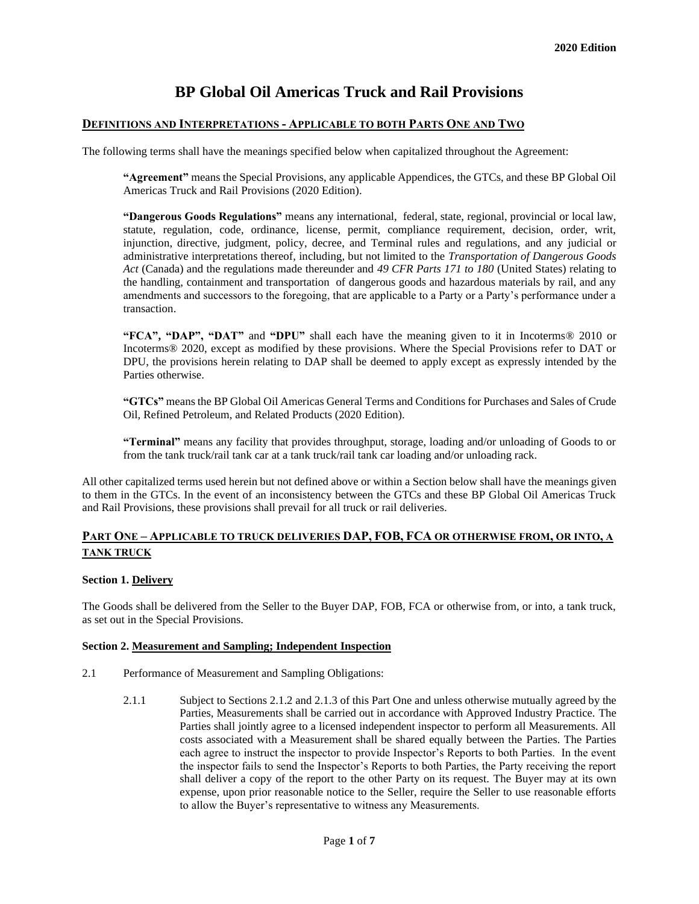# BP Global Oil Americas Truck and Rail Provisions

## Definitions and Interpretations - Applicable to both Parts One and Two

The following terms shall have the meanings specified below when capitalized throughout the Agreement:

> **"Agreement"** means the Special Provisions, any applicable Appendices, the GTCs, and these BP Global Oil Americas Truck and Rail Provisions (2020 Edition).
>
> **"Dangerous Goods Regulations"** means any international, federal, state, regional, provincial or local law, statute, regulation, code, ordinance, license, permit, compliance requirement, decision, order, writ, injunction, directive, judgment, policy, decree, and Terminal rules and regulations, and any judicial or administrative interpretations thereof, including, but not limited to the *Transportation of Dangerous Goods Act* (Canada) and the regulations made thereunder and *49 CFR Parts 171 to 180* (United States) relating to the handling, containment and transportation of dangerous goods and hazardous materials by rail, and any amendments and successors to the foregoing, that are applicable to a Party or a Party's performance under a transaction.
>
> **"FCA", "DAP", "DAT"** and **"DPU"** shall each have the meaning given to it in Incoterms® 2010 or Incoterms® 2020, except as modified by these provisions. Where the Special Provisions refer to DAT or DPU, the provisions herein relating to DAP shall be deemed to apply except as expressly intended by the Parties otherwise.
>
> **"GTCs"** means the BP Global Oil Americas General Terms and Conditions for Purchases and Sales of Crude Oil, Refined Petroleum, and Related Products (2020 Edition).
>
> **"Terminal"** means any facility that provides throughput, storage, loading and/or unloading of Goods to or from the tank truck/rail tank car at a tank truck/rail tank car loading and/or unloading rack.

All other capitalized terms used herein but not defined above or within a Section below shall have the meanings given to them in the GTCs. In the event of an inconsistency between the GTCs and these BP Global Oil Americas Truck and Rail Provisions, these provisions shall prevail for all truck or rail deliveries.

## Part One – Applicable to truck deliveries DAP, FOB, FCA or otherwise from, or into, a tank truck

### Section 1. Delivery

The Goods shall be delivered from the Seller to the Buyer DAP, FOB, FCA or otherwise from, or into, a tank truck, as set out in the Special Provisions.

### Section 2. Measurement and Sampling; Independent Inspection

2.1 Performance of Measurement and Sampling Obligations:

2.1.1 Subject to Sections 2.1.2 and 2.1.3 of this Part One and unless otherwise mutually agreed by the Parties, Measurements shall be carried out in accordance with Approved Industry Practice. The Parties shall jointly agree to a licensed independent inspector to perform all Measurements. All costs associated with a Measurement shall be shared equally between the Parties. The Parties each agree to instruct the inspector to provide Inspector's Reports to both Parties. In the event the inspector fails to send the Inspector's Reports to both Parties, the Party receiving the report shall deliver a copy of the report to the other Party on its request. The Buyer may at its own expense, upon prior reasonable notice to the Seller, require the Seller to use reasonable efforts to allow the Buyer's representative to witness any Measurements.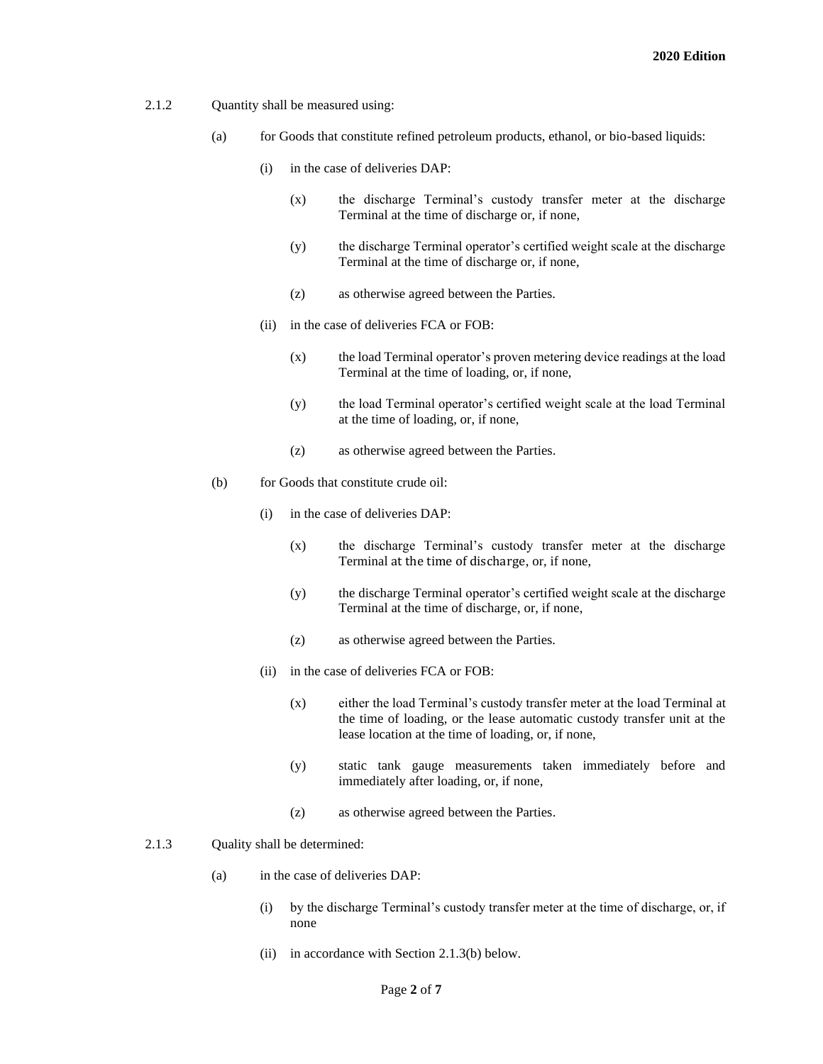2.1.2 Quantity shall be measured using:

(a) for Goods that constitute refined petroleum products, ethanol, or bio-based liquids:

(i) in the case of deliveries DAP:

(x) the discharge Terminal's custody transfer meter at the discharge Terminal at the time of discharge or, if none,

(y) the discharge Terminal operator's certified weight scale at the discharge Terminal at the time of discharge or, if none,

(z) as otherwise agreed between the Parties.

(ii) in the case of deliveries FCA or FOB:

(x) the load Terminal operator's proven metering device readings at the load Terminal at the time of loading, or, if none,

(y) the load Terminal operator's certified weight scale at the load Terminal at the time of loading, or, if none,

(z) as otherwise agreed between the Parties.

(b) for Goods that constitute crude oil:

(i) in the case of deliveries DAP:

(x) the discharge Terminal's custody transfer meter at the discharge Terminal at the time of discharge, or, if none,

(y) the discharge Terminal operator's certified weight scale at the discharge Terminal at the time of discharge, or, if none,

(z) as otherwise agreed between the Parties.

(ii) in the case of deliveries FCA or FOB:

(x) either the load Terminal's custody transfer meter at the load Terminal at the time of loading, or the lease automatic custody transfer unit at the lease location at the time of loading, or, if none,

(y) static tank gauge measurements taken immediately before and immediately after loading, or, if none,

(z) as otherwise agreed between the Parties.

2.1.3 Quality shall be determined:

(a) in the case of deliveries DAP:

(i) by the discharge Terminal's custody transfer meter at the time of discharge, or, if none

(ii) in accordance with Section 2.1.3(b) below.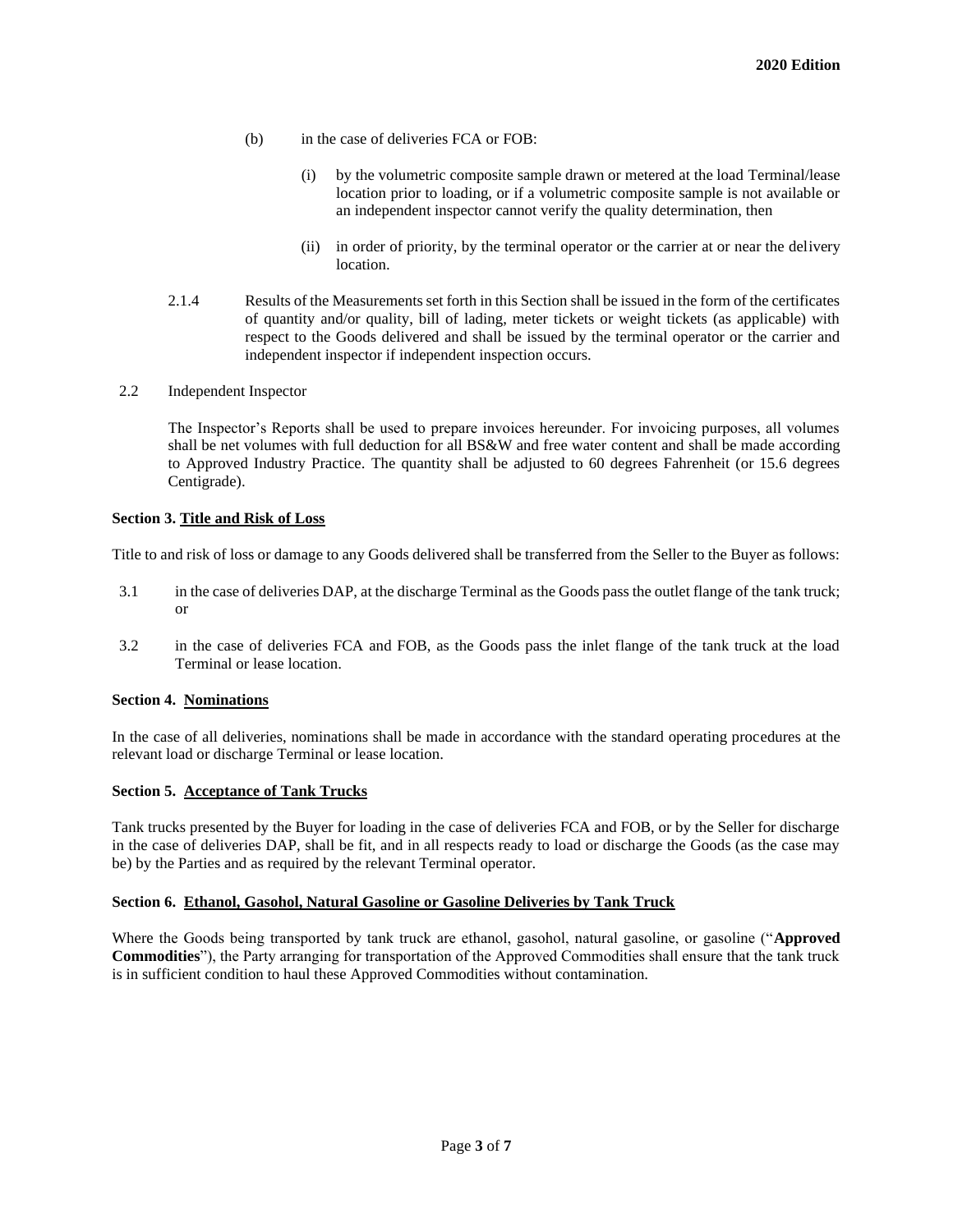(b) in the case of deliveries FCA or FOB:

(i) by the volumetric composite sample drawn or metered at the load Terminal/lease location prior to loading, or if a volumetric composite sample is not available or an independent inspector cannot verify the quality determination, then

(ii) in order of priority, by the terminal operator or the carrier at or near the delivery location.

2.1.4 Results of the Measurements set forth in this Section shall be issued in the form of the certificates of quantity and/or quality, bill of lading, meter tickets or weight tickets (as applicable) with respect to the Goods delivered and shall be issued by the terminal operator or the carrier and independent inspector if independent inspection occurs.

2.2 Independent Inspector

The Inspector's Reports shall be used to prepare invoices hereunder. For invoicing purposes, all volumes shall be net volumes with full deduction for all BS&W and free water content and shall be made according to Approved Industry Practice. The quantity shall be adjusted to 60 degrees Fahrenheit (or 15.6 degrees Centigrade).

**Section 3. Title and Risk of Loss**

Title to and risk of loss or damage to any Goods delivered shall be transferred from the Seller to the Buyer as follows:

3.1 in the case of deliveries DAP, at the discharge Terminal as the Goods pass the outlet flange of the tank truck; or

3.2 in the case of deliveries FCA and FOB, as the Goods pass the inlet flange of the tank truck at the load Terminal or lease location.

**Section 4. Nominations**

In the case of all deliveries, nominations shall be made in accordance with the standard operating procedures at the relevant load or discharge Terminal or lease location.

**Section 5. Acceptance of Tank Trucks**

Tank trucks presented by the Buyer for loading in the case of deliveries FCA and FOB, or by the Seller for discharge in the case of deliveries DAP, shall be fit, and in all respects ready to load or discharge the Goods (as the case may be) by the Parties and as required by the relevant Terminal operator.

**Section 6. Ethanol, Gasohol, Natural Gasoline or Gasoline Deliveries by Tank Truck**

Where the Goods being transported by tank truck are ethanol, gasohol, natural gasoline, or gasoline ("**Approved Commodities**"), the Party arranging for transportation of the Approved Commodities shall ensure that the tank truck is in sufficient condition to haul these Approved Commodities without contamination.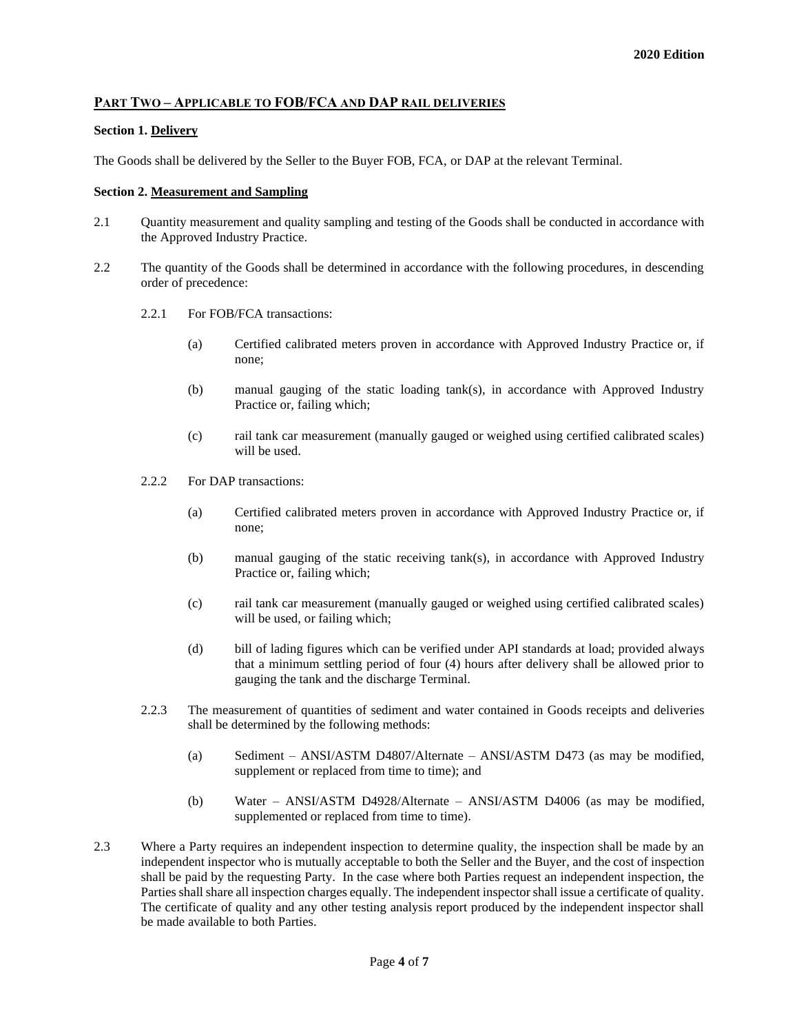## Part Two – Applicable to FOB/FCA and DAP rail deliveries

**Section 1. Delivery**

The Goods shall be delivered by the Seller to the Buyer FOB, FCA, or DAP at the relevant Terminal.

**Section 2. Measurement and Sampling**

2.1 Quantity measurement and quality sampling and testing of the Goods shall be conducted in accordance with the Approved Industry Practice.

2.2 The quantity of the Goods shall be determined in accordance with the following procedures, in descending order of precedence:

2.2.1 For FOB/FCA transactions:

(a) Certified calibrated meters proven in accordance with Approved Industry Practice or, if none;

(b) manual gauging of the static loading tank(s), in accordance with Approved Industry Practice or, failing which;

(c) rail tank car measurement (manually gauged or weighed using certified calibrated scales) will be used.

2.2.2 For DAP transactions:

(a) Certified calibrated meters proven in accordance with Approved Industry Practice or, if none;

(b) manual gauging of the static receiving tank(s), in accordance with Approved Industry Practice or, failing which;

(c) rail tank car measurement (manually gauged or weighed using certified calibrated scales) will be used, or failing which;

(d) bill of lading figures which can be verified under API standards at load; provided always that a minimum settling period of four (4) hours after delivery shall be allowed prior to gauging the tank and the discharge Terminal.

2.2.3 The measurement of quantities of sediment and water contained in Goods receipts and deliveries shall be determined by the following methods:

(a) Sediment – ANSI/ASTM D4807/Alternate – ANSI/ASTM D473 (as may be modified, supplement or replaced from time to time); and

(b) Water – ANSI/ASTM D4928/Alternate – ANSI/ASTM D4006 (as may be modified, supplemented or replaced from time to time).

2.3 Where a Party requires an independent inspection to determine quality, the inspection shall be made by an independent inspector who is mutually acceptable to both the Seller and the Buyer, and the cost of inspection shall be paid by the requesting Party. In the case where both Parties request an independent inspection, the Parties shall share all inspection charges equally. The independent inspector shall issue a certificate of quality. The certificate of quality and any other testing analysis report produced by the independent inspector shall be made available to both Parties.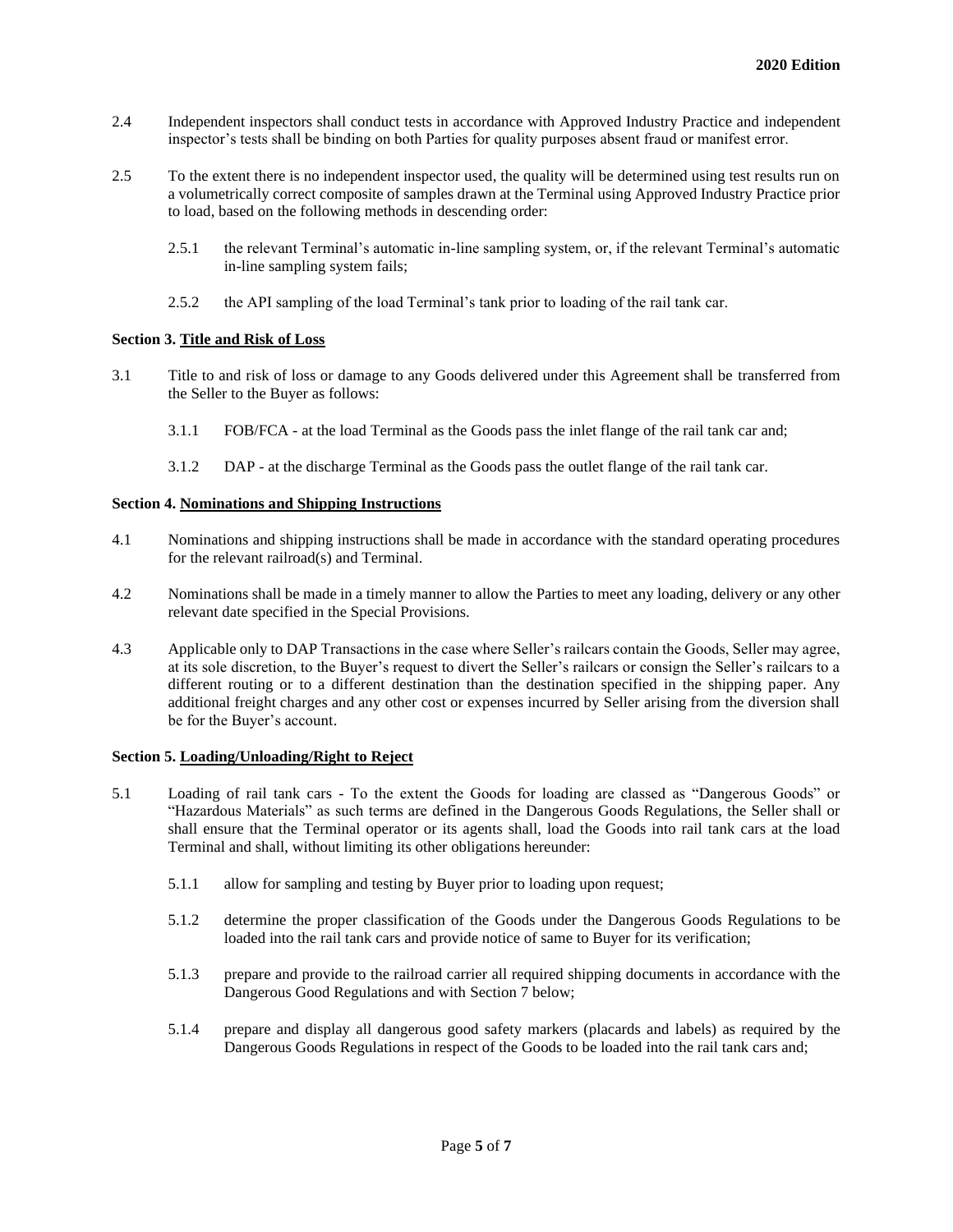2.4 Independent inspectors shall conduct tests in accordance with Approved Industry Practice and independent inspector's tests shall be binding on both Parties for quality purposes absent fraud or manifest error.

2.5 To the extent there is no independent inspector used, the quality will be determined using test results run on a volumetrically correct composite of samples drawn at the Terminal using Approved Industry Practice prior to load, based on the following methods in descending order:

2.5.1 the relevant Terminal's automatic in-line sampling system, or, if the relevant Terminal's automatic in-line sampling system fails;

2.5.2 the API sampling of the load Terminal's tank prior to loading of the rail tank car.

**Section 3. Title and Risk of Loss**

3.1 Title to and risk of loss or damage to any Goods delivered under this Agreement shall be transferred from the Seller to the Buyer as follows:

3.1.1 FOB/FCA - at the load Terminal as the Goods pass the inlet flange of the rail tank car and;

3.1.2 DAP - at the discharge Terminal as the Goods pass the outlet flange of the rail tank car.

**Section 4. Nominations and Shipping Instructions**

4.1 Nominations and shipping instructions shall be made in accordance with the standard operating procedures for the relevant railroad(s) and Terminal.

4.2 Nominations shall be made in a timely manner to allow the Parties to meet any loading, delivery or any other relevant date specified in the Special Provisions.

4.3 Applicable only to DAP Transactions in the case where Seller's railcars contain the Goods, Seller may agree, at its sole discretion, to the Buyer's request to divert the Seller's railcars or consign the Seller's railcars to a different routing or to a different destination than the destination specified in the shipping paper. Any additional freight charges and any other cost or expenses incurred by Seller arising from the diversion shall be for the Buyer's account.

**Section 5. Loading/Unloading/Right to Reject**

5.1 Loading of rail tank cars - To the extent the Goods for loading are classed as "Dangerous Goods" or "Hazardous Materials" as such terms are defined in the Dangerous Goods Regulations, the Seller shall or shall ensure that the Terminal operator or its agents shall, load the Goods into rail tank cars at the load Terminal and shall, without limiting its other obligations hereunder:

5.1.1 allow for sampling and testing by Buyer prior to loading upon request;

5.1.2 determine the proper classification of the Goods under the Dangerous Goods Regulations to be loaded into the rail tank cars and provide notice of same to Buyer for its verification;

5.1.3 prepare and provide to the railroad carrier all required shipping documents in accordance with the Dangerous Good Regulations and with Section 7 below;

5.1.4 prepare and display all dangerous good safety markers (placards and labels) as required by the Dangerous Goods Regulations in respect of the Goods to be loaded into the rail tank cars and;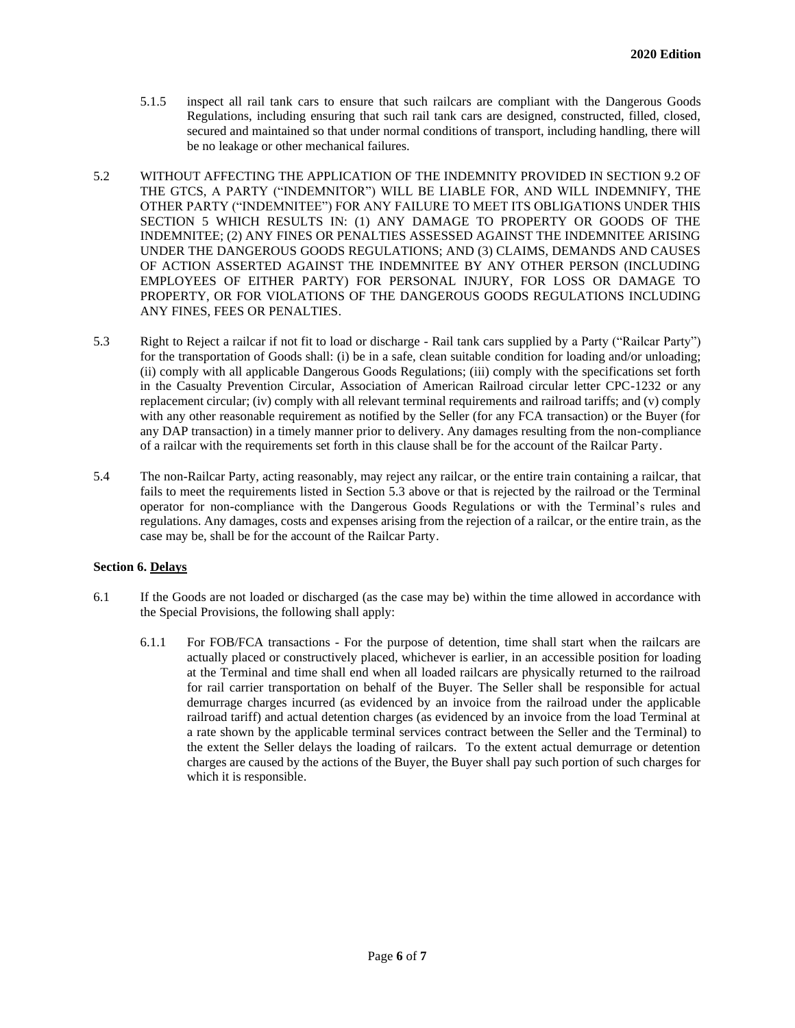5.1.5 inspect all rail tank cars to ensure that such railcars are compliant with the Dangerous Goods Regulations, including ensuring that such rail tank cars are designed, constructed, filled, closed, secured and maintained so that under normal conditions of transport, including handling, there will be no leakage or other mechanical failures.

5.2 WITHOUT AFFECTING THE APPLICATION OF THE INDEMNITY PROVIDED IN SECTION 9.2 OF THE GTCS, A PARTY ("INDEMNITOR") WILL BE LIABLE FOR, AND WILL INDEMNIFY, THE OTHER PARTY ("INDEMNITEE") FOR ANY FAILURE TO MEET ITS OBLIGATIONS UNDER THIS SECTION 5 WHICH RESULTS IN: (1) ANY DAMAGE TO PROPERTY OR GOODS OF THE INDEMNITEE; (2) ANY FINES OR PENALTIES ASSESSED AGAINST THE INDEMNITEE ARISING UNDER THE DANGEROUS GOODS REGULATIONS; AND (3) CLAIMS, DEMANDS AND CAUSES OF ACTION ASSERTED AGAINST THE INDEMNITEE BY ANY OTHER PERSON (INCLUDING EMPLOYEES OF EITHER PARTY) FOR PERSONAL INJURY, FOR LOSS OR DAMAGE TO PROPERTY, OR FOR VIOLATIONS OF THE DANGEROUS GOODS REGULATIONS INCLUDING ANY FINES, FEES OR PENALTIES.

5.3 Right to Reject a railcar if not fit to load or discharge - Rail tank cars supplied by a Party ("Railcar Party") for the transportation of Goods shall: (i) be in a safe, clean suitable condition for loading and/or unloading; (ii) comply with all applicable Dangerous Goods Regulations; (iii) comply with the specifications set forth in the Casualty Prevention Circular, Association of American Railroad circular letter CPC-1232 or any replacement circular; (iv) comply with all relevant terminal requirements and railroad tariffs; and (v) comply with any other reasonable requirement as notified by the Seller (for any FCA transaction) or the Buyer (for any DAP transaction) in a timely manner prior to delivery. Any damages resulting from the non-compliance of a railcar with the requirements set forth in this clause shall be for the account of the Railcar Party.

5.4 The non-Railcar Party, acting reasonably, may reject any railcar, or the entire train containing a railcar, that fails to meet the requirements listed in Section 5.3 above or that is rejected by the railroad or the Terminal operator for non-compliance with the Dangerous Goods Regulations or with the Terminal's rules and regulations. Any damages, costs and expenses arising from the rejection of a railcar, or the entire train, as the case may be, shall be for the account of the Railcar Party.

## Section 6. Delays

6.1 If the Goods are not loaded or discharged (as the case may be) within the time allowed in accordance with the Special Provisions, the following shall apply:

6.1.1 For FOB/FCA transactions - For the purpose of detention, time shall start when the railcars are actually placed or constructively placed, whichever is earlier, in an accessible position for loading at the Terminal and time shall end when all loaded railcars are physically returned to the railroad for rail carrier transportation on behalf of the Buyer. The Seller shall be responsible for actual demurrage charges incurred (as evidenced by an invoice from the railroad under the applicable railroad tariff) and actual detention charges (as evidenced by an invoice from the load Terminal at a rate shown by the applicable terminal services contract between the Seller and the Terminal) to the extent the Seller delays the loading of railcars. To the extent actual demurrage or detention charges are caused by the actions of the Buyer, the Buyer shall pay such portion of such charges for which it is responsible.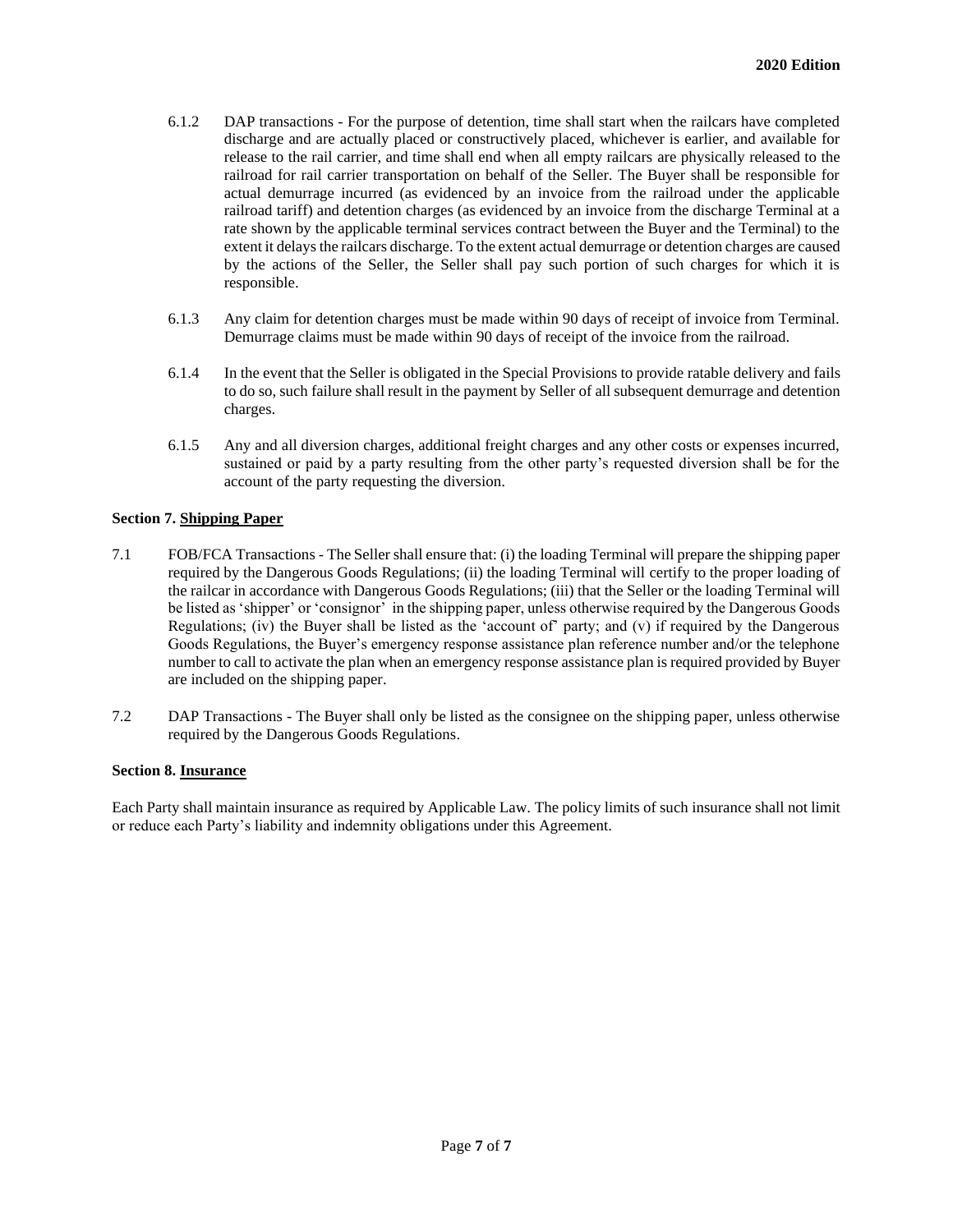6.1.2 DAP transactions - For the purpose of detention, time shall start when the railcars have completed discharge and are actually placed or constructively placed, whichever is earlier, and available for release to the rail carrier, and time shall end when all empty railcars are physically released to the railroad for rail carrier transportation on behalf of the Seller. The Buyer shall be responsible for actual demurrage incurred (as evidenced by an invoice from the railroad under the applicable railroad tariff) and detention charges (as evidenced by an invoice from the discharge Terminal at a rate shown by the applicable terminal services contract between the Buyer and the Terminal) to the extent it delays the railcars discharge. To the extent actual demurrage or detention charges are caused by the actions of the Seller, the Seller shall pay such portion of such charges for which it is responsible.

6.1.3 Any claim for detention charges must be made within 90 days of receipt of invoice from Terminal. Demurrage claims must be made within 90 days of receipt of the invoice from the railroad.

6.1.4 In the event that the Seller is obligated in the Special Provisions to provide ratable delivery and fails to do so, such failure shall result in the payment by Seller of all subsequent demurrage and detention charges.

6.1.5 Any and all diversion charges, additional freight charges and any other costs or expenses incurred, sustained or paid by a party resulting from the other party's requested diversion shall be for the account of the party requesting the diversion.

**Section 7. Shipping Paper**

7.1 FOB/FCA Transactions - The Seller shall ensure that: (i) the loading Terminal will prepare the shipping paper required by the Dangerous Goods Regulations; (ii) the loading Terminal will certify to the proper loading of the railcar in accordance with Dangerous Goods Regulations; (iii) that the Seller or the loading Terminal will be listed as 'shipper' or 'consignor' in the shipping paper, unless otherwise required by the Dangerous Goods Regulations; (iv) the Buyer shall be listed as the 'account of' party; and (v) if required by the Dangerous Goods Regulations, the Buyer's emergency response assistance plan reference number and/or the telephone number to call to activate the plan when an emergency response assistance plan is required provided by Buyer are included on the shipping paper.

7.2 DAP Transactions - The Buyer shall only be listed as the consignee on the shipping paper, unless otherwise required by the Dangerous Goods Regulations.

**Section 8. Insurance**

Each Party shall maintain insurance as required by Applicable Law. The policy limits of such insurance shall not limit or reduce each Party's liability and indemnity obligations under this Agreement.